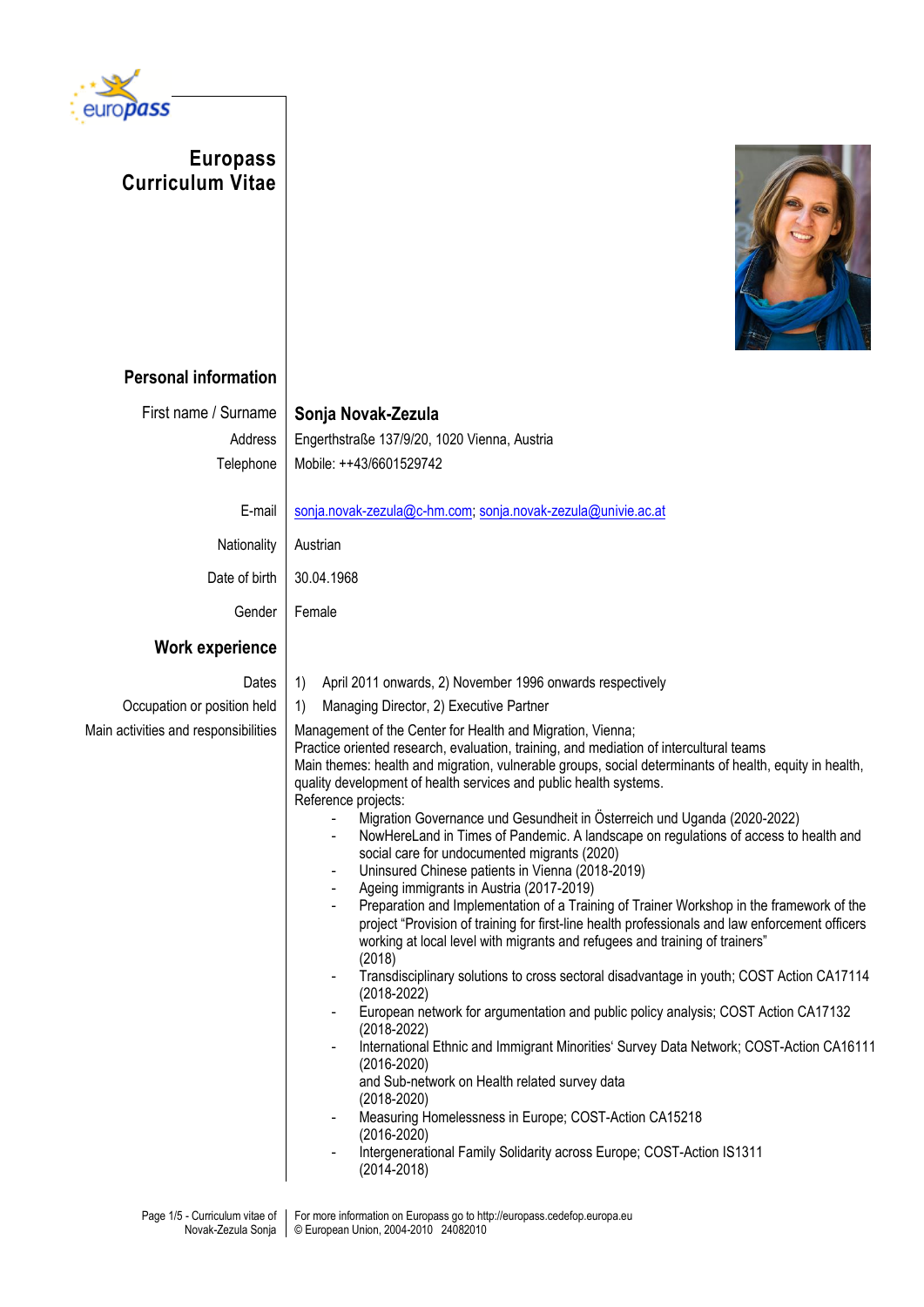# Europass Curriculum Vitae

## Personal information

| | |
|---|---|
| First name / Surname | **Sonja Novak-Zezula** |
| Address | Engerthstraße 137/9/20, 1020 Vienna, Austria |
| Telephone | Mobile: ++43/6601529742 |
| E-mail | sonja.novak-zezula@c-hm.com; sonja.novak-zezula@univie.ac.at |
| Nationality | Austrian |
| Date of birth | 30.04.1968 |
| Gender | Female |

## Work experience

**Dates**
1) April 2011 onwards, 2) November 1996 onwards respectively

**Occupation or position held**
1) Managing Director, 2) Executive Partner

**Main activities and responsibilities**

Management of the Center for Health and Migration, Vienna;
Practice oriented research, evaluation, training, and mediation of intercultural teams
Main themes: health and migration, vulnerable groups, social determinants of health, equity in health, quality development of health services and public health systems.
Reference projects:

- Migration Governance und Gesundheit in Österreich und Uganda (2020-2022)
- NowHereLand in Times of Pandemic. A landscape on regulations of access to health and social care for undocumented migrants (2020)
- Uninsured Chinese patients in Vienna (2018-2019)
- Ageing immigrants in Austria (2017-2019)
- Preparation and Implementation of a Training of Trainer Workshop in the framework of the project "Provision of training for first-line health professionals and law enforcement officers working at local level with migrants and refugees and training of trainers" (2018)
- Transdisciplinary solutions to cross sectoral disadvantage in youth; COST Action CA17114 (2018-2022)
- European network for argumentation and public policy analysis; COST Action CA17132 (2018-2022)
- International Ethnic and Immigrant Minorities' Survey Data Network; COST-Action CA16111 (2016-2020)
  and Sub-network on Health related survey data
  (2018-2020)
- Measuring Homelessness in Europe; COST-Action CA15218 (2016-2020)
- Intergenerational Family Solidarity across Europe; COST-Action IS1311 (2014-2018)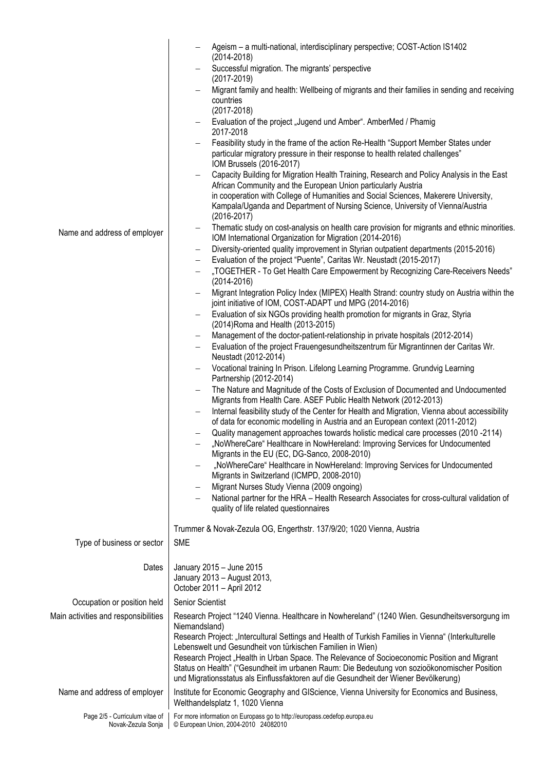- Ageism – a multi-national, interdisciplinary perspective; COST-Action IS1402 (2014-2018)
- Successful migration. The migrants' perspective (2017-2019)
- Migrant family and health: Wellbeing of migrants and their families in sending and receiving countries (2017-2018)
- Evaluation of the project „Jugend und Amber". AmberMed / Phamig 2017-2018
- Feasibility study in the frame of the action Re-Health "Support Member States under particular migratory pressure in their response to health related challenges" IOM Brussels (2016-2017)
- Capacity Building for Migration Health Training, Research and Policy Analysis in the East African Community and the European Union particularly Austria in cooperation with College of Humanities and Social Sciences, Makerere University, Kampala/Uganda and Department of Nursing Science, University of Vienna/Austria (2016-2017)
- Thematic study on cost-analysis on health care provision for migrants and ethnic minorities. IOM International Organization for Migration (2014-2016)
- Diversity-oriented quality improvement in Styrian outpatient departments (2015-2016)
- Evaluation of the project "Puente", Caritas Wr. Neustadt (2015-2017)
- „TOGETHER - To Get Health Care Empowerment by Recognizing Care-Receivers Needs" (2014-2016)
- Migrant Integration Policy Index (MIPEX) Health Strand: country study on Austria within the joint initiative of IOM, COST-ADAPT und MPG (2014-2016)
- Evaluation of six NGOs providing health promotion for migrants in Graz, Styria (2014)Roma and Health (2013-2015)
- Management of the doctor-patient-relationship in private hospitals (2012-2014)
- Evaluation of the project Frauengesundheitszentrum für Migrantinnen der Caritas Wr. Neustadt (2012-2014)
- Vocational training In Prison. Lifelong Learning Programme. Grundvig Learning Partnership (2012-2014)
- The Nature and Magnitude of the Costs of Exclusion of Documented and Undocumented Migrants from Health Care. ASEF Public Health Network (2012-2013)
- Internal feasibility study of the Center for Health and Migration, Vienna about accessibility of data for economic modelling in Austria and an European context (2011-2012)
- Quality management approaches towards holistic medical care processes (2010 -2114)
- „NoWhereCare" Healthcare in NowHereland: Improving Services for Undocumented Migrants in the EU (EC, DG-Sanco, 2008-2010)
- „NoWhereCare" Healthcare in NowHereland: Improving Services for Undocumented Migrants in Switzerland (ICMPD, 2008-2010)
- Migrant Nurses Study Vienna (2009 ongoing)
- National partner for the HRA – Health Research Associates for cross-cultural validation of quality of life related questionnaires

| | |
|---|---|
| Name and address of employer | Trummer & Novak-Zezula OG, Engerthstr. 137/9/20; 1020 Vienna, Austria |
| Type of business or sector | SME |
| Dates | January 2015 – June 2015<br>January 2013 – August 2013,<br>October 2011 – April 2012 |
| Occupation or position held | Senior Scientist |
| Main activities and responsibilities | Research Project "1240 Vienna. Healthcare in Nowhereland" (1240 Wien. Gesundheitsversorgung im Niemandsland)<br>Research Project: „Intercultural Settings and Health of Turkish Families in Vienna" (Interkulturelle Lebenswelt und Gesundheit von türkischen Familien in Wien)<br>Research Project „Health in Urban Space. The Relevance of Socioeconomic Position and Migrant Status on Health" ("Gesundheit im urbanen Raum: Die Bedeutung von sozioökonomischer Position und Migrationsstatus als Einflussfaktoren auf die Gesundheit der Wiener Bevölkerung) |
| Name and address of employer | Institute for Economic Geography and GIScience, Vienna University for Economics and Business, Welthandelsplatz 1, 1020 Vienna |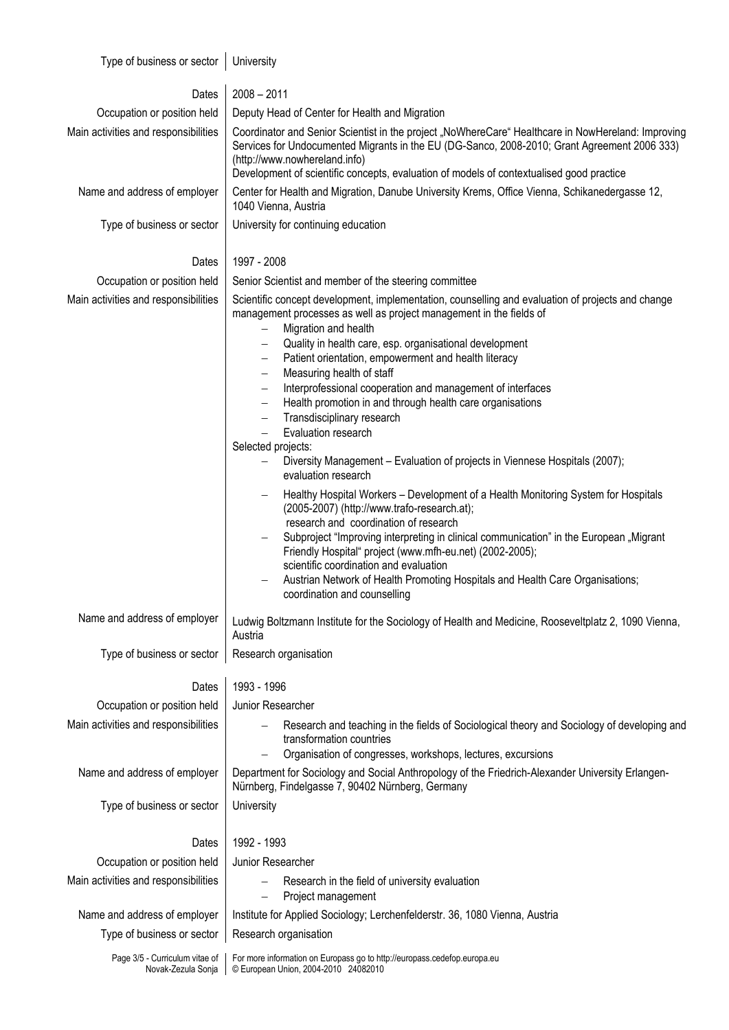| | |
|---|---|
| Type of business or sector | University |
| | |
| Dates | 2008 – 2011 |
| Occupation or position held | Deputy Head of Center for Health and Migration |
| Main activities and responsibilities | Coordinator and Senior Scientist in the project „NoWhereCare“ Healthcare in NowHereland: Improving Services for Undocumented Migrants in the EU (DG-Sanco, 2008-2010; Grant Agreement 2006 333) (http://www.nowhereland.info)<br>Development of scientific concepts, evaluation of models of contextualised good practice |
| Name and address of employer | Center for Health and Migration, Danube University Krems, Office Vienna, Schikanedergasse 12, 1040 Vienna, Austria |
| Type of business or sector | University for continuing education |
| | |
| Dates | 1997 - 2008 |
| Occupation or position held | Senior Scientist and member of the steering committee |
| Main activities and responsibilities | Scientific concept development, implementation, counselling and evaluation of projects and change management processes as well as project management in the fields of<br>– Migration and health<br>– Quality in health care, esp. organisational development<br>– Patient orientation, empowerment and health literacy<br>– Measuring health of staff<br>– Interprofessional cooperation and management of interfaces<br>– Health promotion in and through health care organisations<br>– Transdisciplinary research<br>– Evaluation research<br>Selected projects:<br>– Diversity Management – Evaluation of projects in Viennese Hospitals (2007); evaluation research<br>– Healthy Hospital Workers – Development of a Health Monitoring System for Hospitals (2005-2007) (http://www.trafo-research.at); research and coordination of research<br>– Subproject “Improving interpreting in clinical communication” in the European „Migrant Friendly Hospital“ project (www.mfh-eu.net) (2002-2005); scientific coordination and evaluation<br>– Austrian Network of Health Promoting Hospitals and Health Care Organisations; coordination and counselling |
| Name and address of employer | Ludwig Boltzmann Institute for the Sociology of Health and Medicine, Rooseveltplatz 2, 1090 Vienna, Austria |
| Type of business or sector | Research organisation |
| | |
| Dates | 1993 - 1996 |
| Occupation or position held | Junior Researcher |
| Main activities and responsibilities | – Research and teaching in the fields of Sociological theory and Sociology of developing and transformation countries<br>– Organisation of congresses, workshops, lectures, excursions |
| Name and address of employer | Department for Sociology and Social Anthropology of the Friedrich-Alexander University Erlangen-Nürnberg, Findelgasse 7, 90402 Nürnberg, Germany |
| Type of business or sector | University |
| | |
| Dates | 1992 - 1993 |
| Occupation or position held | Junior Researcher |
| Main activities and responsibilities | – Research in the field of university evaluation<br>– Project management |
| Name and address of employer | Institute for Applied Sociology; Lerchenfelderstr. 36, 1080 Vienna, Austria |
| Type of business or sector | Research organisation |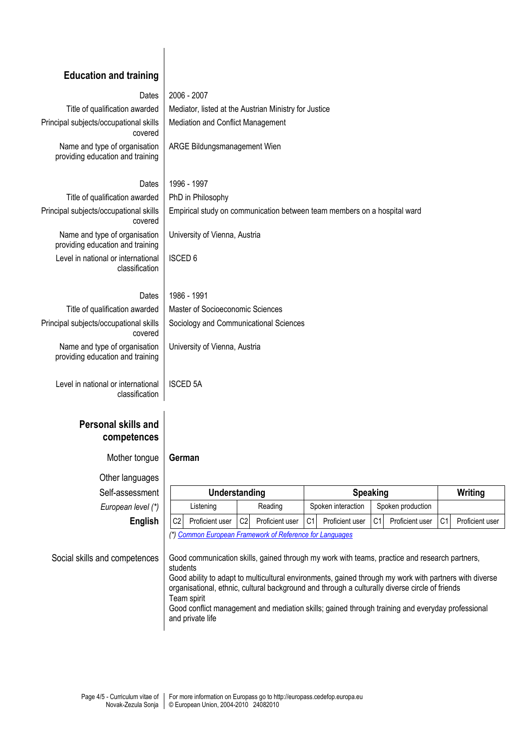## Education and training

| | |
|---|---|
| Dates | 2006 - 2007 |
| Title of qualification awarded | Mediator, listed at the Austrian Ministry for Justice |
| Principal subjects/occupational skills covered | Mediation and Conflict Management |
| Name and type of organisation providing education and training | ARGE Bildungsmanagement Wien |

| | |
|---|---|
| Dates | 1996 - 1997 |
| Title of qualification awarded | PhD in Philosophy |
| Principal subjects/occupational skills covered | Empirical study on communication between team members on a hospital ward |
| Name and type of organisation providing education and training | University of Vienna, Austria |
| Level in national or international classification | ISCED 6 |

| | |
|---|---|
| Dates | 1986 - 1991 |
| Title of qualification awarded | Master of Socioeconomic Sciences |
| Principal subjects/occupational skills covered | Sociology and Communicational Sciences |
| Name and type of organisation providing education and training | University of Vienna, Austria |
| Level in national or international classification | ISCED 5A |

## Personal skills and competences

**Mother tongue:** **German**

**Other languages**

| Self-assessment | Understanding | | | | Speaking | | | | Writing | |
|---|---|---|---|---|---|---|---|---|---|---|
| *European level (\*)* | Listening | | Reading | | Spoken interaction | | Spoken production | | | |
| **English** | C2 | Proficient user | C2 | Proficient user | C1 | Proficient user | C1 | Proficient user | C1 | Proficient user |

*(\*) Common European Framework of Reference for Languages*

**Social skills and competences**

Good communication skills, gained through my work with teams, practice and research partners, students
Good ability to adapt to multicultural environments, gained through my work with partners with diverse organisational, ethnic, cultural background and through a culturally diverse circle of friends
Team spirit
Good conflict management and mediation skills; gained through training and everyday professional and private life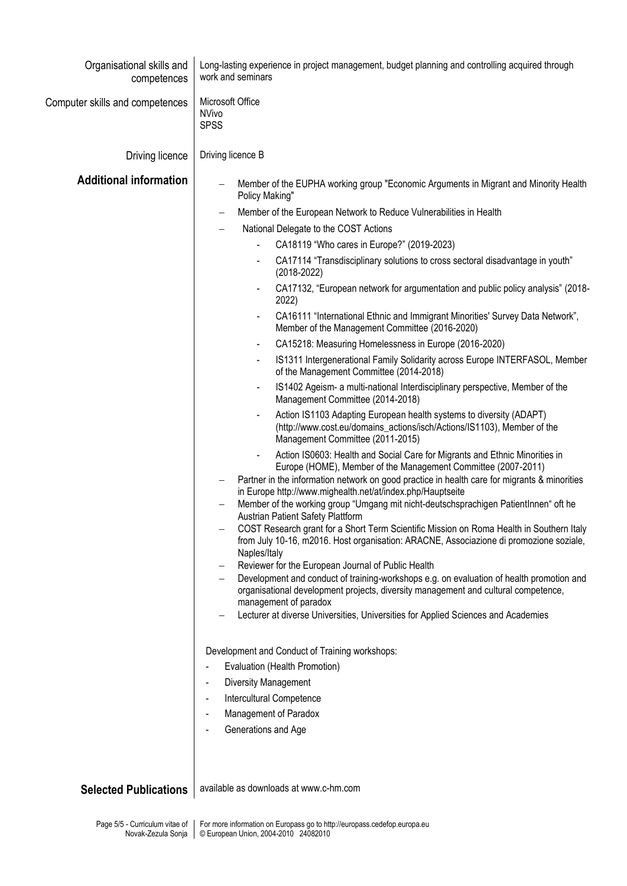**Organisational skills and competences**

Long-lasting experience in project management, budget planning and controlling acquired through work and seminars

**Computer skills and competences**

Microsoft Office
NVivo
SPSS

**Driving licence**

Driving licence B

## Additional information

- Member of the EUPHA working group "Economic Arguments in Migrant and Minority Health Policy Making"
- Member of the European Network to Reduce Vulnerabilities in Health
- National Delegate to the COST Actions
  - CA18119 "Who cares in Europe?" (2019-2023)
  - CA17114 "Transdisciplinary solutions to cross sectoral disadvantage in youth" (2018-2022)
  - CA17132, "European network for argumentation and public policy analysis" (2018-2022)
  - CA16111 "International Ethnic and Immigrant Minorities' Survey Data Network", Member of the Management Committee (2016-2020)
  - CA15218: Measuring Homelessness in Europe (2016-2020)
  - IS1311 Intergenerational Family Solidarity across Europe INTERFASOL, Member of the Management Committee (2014-2018)
  - IS1402 Ageism- a multi-national Interdisciplinary perspective, Member of the Management Committee (2014-2018)
  - Action IS1103 Adapting European health systems to diversity (ADAPT) (http://www.cost.eu/domains_actions/isch/Actions/IS1103), Member of the Management Committee (2011-2015)
  - Action IS0603: Health and Social Care for Migrants and Ethnic Minorities in Europe (HOME), Member of the Management Committee (2007-2011)
- Partner in the information network on good practice in health care for migrants & minorities in Europe http://www.mighealth.net/at/index.php/Hauptseite
- Member of the working group "Umgang mit nicht-deutschsprachigen PatientInnen" oft he Austrian Patient Safety Plattform
- COST Research grant for a Short Term Scientific Mission on Roma Health in Southern Italy from July 10-16, m2016. Host organisation: ARACNE, Associazione di promozione soziale, Naples/Italy
- Reviewer for the European Journal of Public Health
- Development and conduct of training-workshops e.g. on evaluation of health promotion and organisational development projects, diversity management and cultural competence, management of paradox
- Lecturer at diverse Universities, Universities for Applied Sciences and Academies

Development and Conduct of Training workshops:

- Evaluation (Health Promotion)
- Diversity Management
- Intercultural Competence
- Management of Paradox
- Generations and Age

## Selected Publications

available as downloads at www.c-hm.com

For more information on Europass go to http://europass.cedefop.europa.eu
© European Union, 2004-2010 24082010